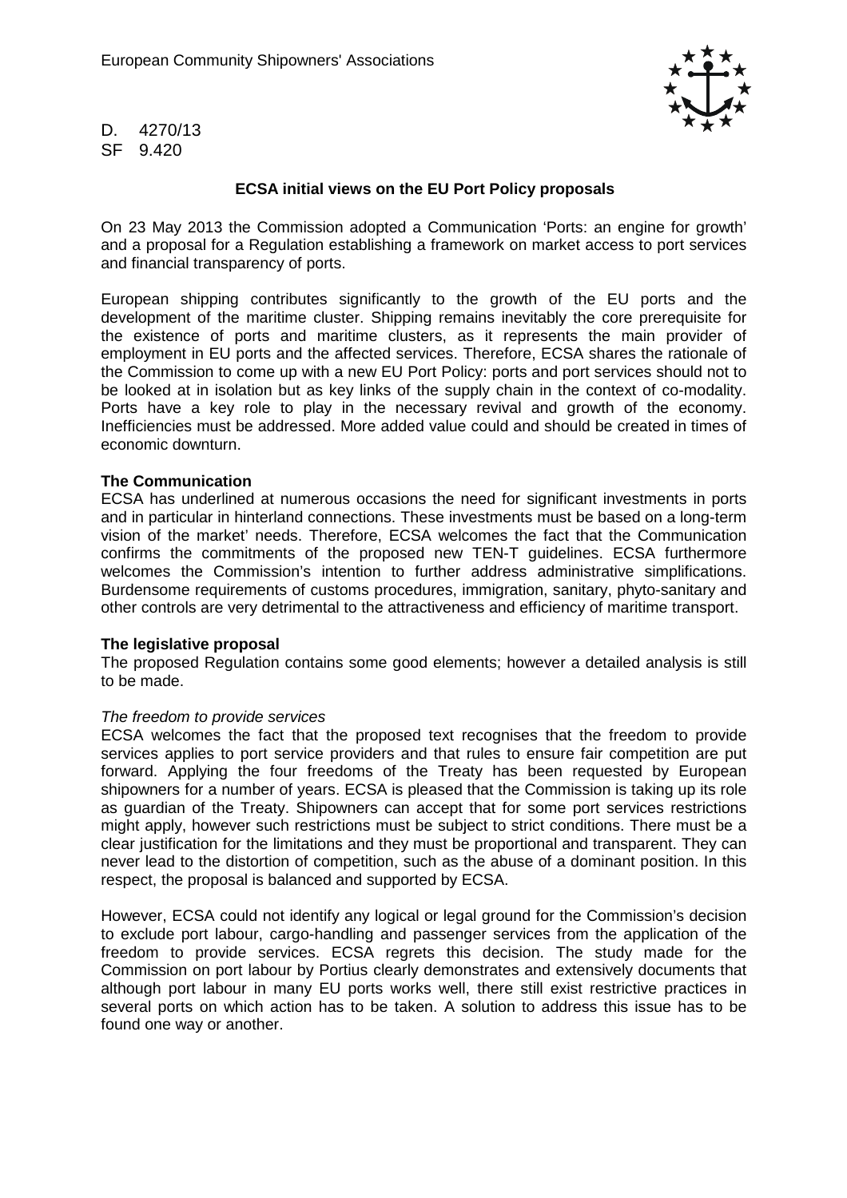European Community Shipowners' Associations

D. 4270/13
SF 9.420

**ECSA initial views on the EU Port Policy proposals**

On 23 May 2013 the Commission adopted a Communication 'Ports: an engine for growth' and a proposal for a Regulation establishing a framework on market access to port services and financial transparency of ports.

European shipping contributes significantly to the growth of the EU ports and the development of the maritime cluster. Shipping remains inevitably the core prerequisite for the existence of ports and maritime clusters, as it represents the main provider of employment in EU ports and the affected services. Therefore, ECSA shares the rationale of the Commission to come up with a new EU Port Policy: ports and port services should not to be looked at in isolation but as key links of the supply chain in the context of co-modality. Ports have a key role to play in the necessary revival and growth of the economy. Inefficiencies must be addressed. More added value could and should be created in times of economic downturn.

**The Communication**

ECSA has underlined at numerous occasions the need for significant investments in ports and in particular in hinterland connections. These investments must be based on a long-term vision of the market' needs. Therefore, ECSA welcomes the fact that the Communication confirms the commitments of the proposed new TEN-T guidelines. ECSA furthermore welcomes the Commission's intention to further address administrative simplifications. Burdensome requirements of customs procedures, immigration, sanitary, phyto-sanitary and other controls are very detrimental to the attractiveness and efficiency of maritime transport.

**The legislative proposal**

The proposed Regulation contains some good elements; however a detailed analysis is still to be made.

*The freedom to provide services*

ECSA welcomes the fact that the proposed text recognises that the freedom to provide services applies to port service providers and that rules to ensure fair competition are put forward. Applying the four freedoms of the Treaty has been requested by European shipowners for a number of years. ECSA is pleased that the Commission is taking up its role as guardian of the Treaty. Shipowners can accept that for some port services restrictions might apply, however such restrictions must be subject to strict conditions. There must be a clear justification for the limitations and they must be proportional and transparent. They can never lead to the distortion of competition, such as the abuse of a dominant position. In this respect, the proposal is balanced and supported by ECSA.

However, ECSA could not identify any logical or legal ground for the Commission's decision to exclude port labour, cargo-handling and passenger services from the application of the freedom to provide services. ECSA regrets this decision. The study made for the Commission on port labour by Portius clearly demonstrates and extensively documents that although port labour in many EU ports works well, there still exist restrictive practices in several ports on which action has to be taken. A solution to address this issue has to be found one way or another.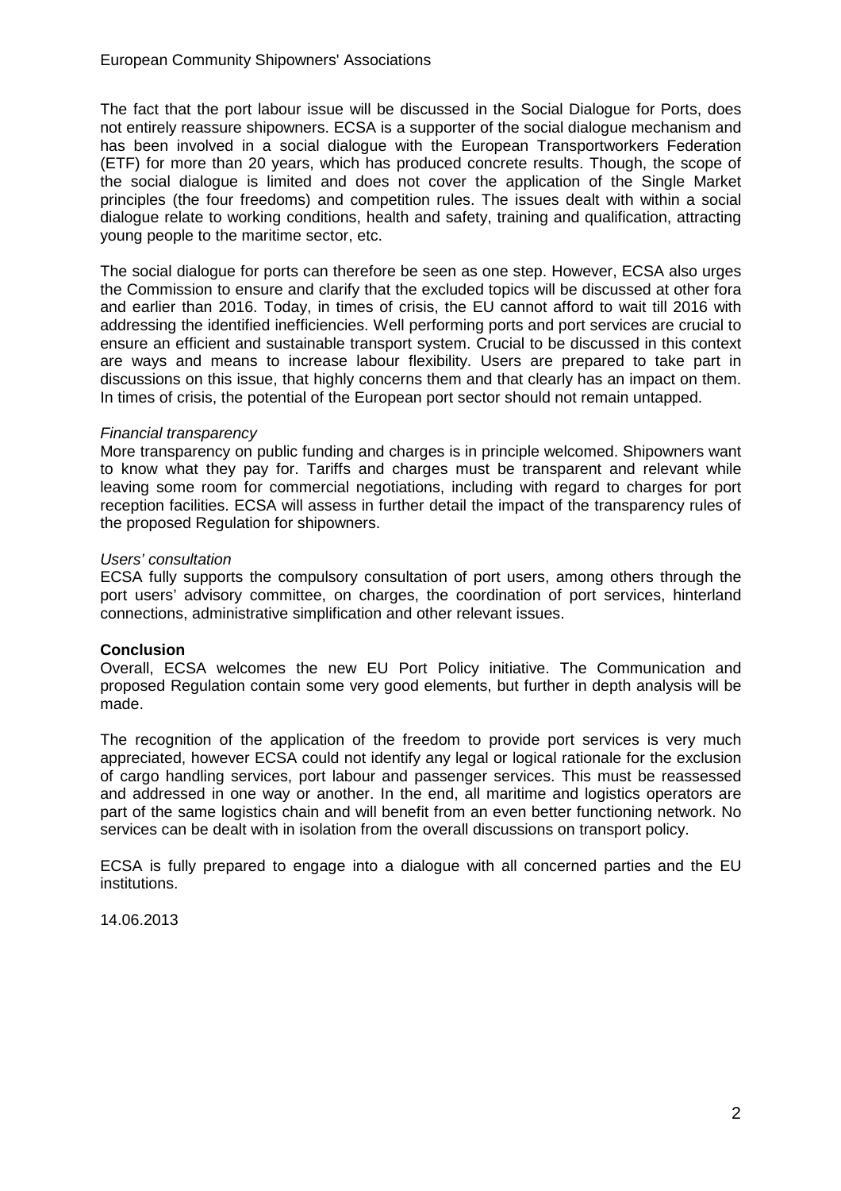The fact that the port labour issue will be discussed in the Social Dialogue for Ports, does not entirely reassure shipowners. ECSA is a supporter of the social dialogue mechanism and has been involved in a social dialogue with the European Transportworkers Federation (ETF) for more than 20 years, which has produced concrete results. Though, the scope of the social dialogue is limited and does not cover the application of the Single Market principles (the four freedoms) and competition rules. The issues dealt with within a social dialogue relate to working conditions, health and safety, training and qualification, attracting young people to the maritime sector, etc.

The social dialogue for ports can therefore be seen as one step. However, ECSA also urges the Commission to ensure and clarify that the excluded topics will be discussed at other fora and earlier than 2016. Today, in times of crisis, the EU cannot afford to wait till 2016 with addressing the identified inefficiencies. Well performing ports and port services are crucial to ensure an efficient and sustainable transport system. Crucial to be discussed in this context are ways and means to increase labour flexibility. Users are prepared to take part in discussions on this issue, that highly concerns them and that clearly has an impact on them. In times of crisis, the potential of the European port sector should not remain untapped.

*Financial transparency*

More transparency on public funding and charges is in principle welcomed. Shipowners want to know what they pay for. Tariffs and charges must be transparent and relevant while leaving some room for commercial negotiations, including with regard to charges for port reception facilities. ECSA will assess in further detail the impact of the transparency rules of the proposed Regulation for shipowners.

*Users' consultation*

ECSA fully supports the compulsory consultation of port users, among others through the port users' advisory committee, on charges, the coordination of port services, hinterland connections, administrative simplification and other relevant issues.

**Conclusion**

Overall, ECSA welcomes the new EU Port Policy initiative. The Communication and proposed Regulation contain some very good elements, but further in depth analysis will be made.

The recognition of the application of the freedom to provide port services is very much appreciated, however ECSA could not identify any legal or logical rationale for the exclusion of cargo handling services, port labour and passenger services. This must be reassessed and addressed in one way or another. In the end, all maritime and logistics operators are part of the same logistics chain and will benefit from an even better functioning network. No services can be dealt with in isolation from the overall discussions on transport policy.

ECSA is fully prepared to engage into a dialogue with all concerned parties and the EU institutions.

14.06.2013